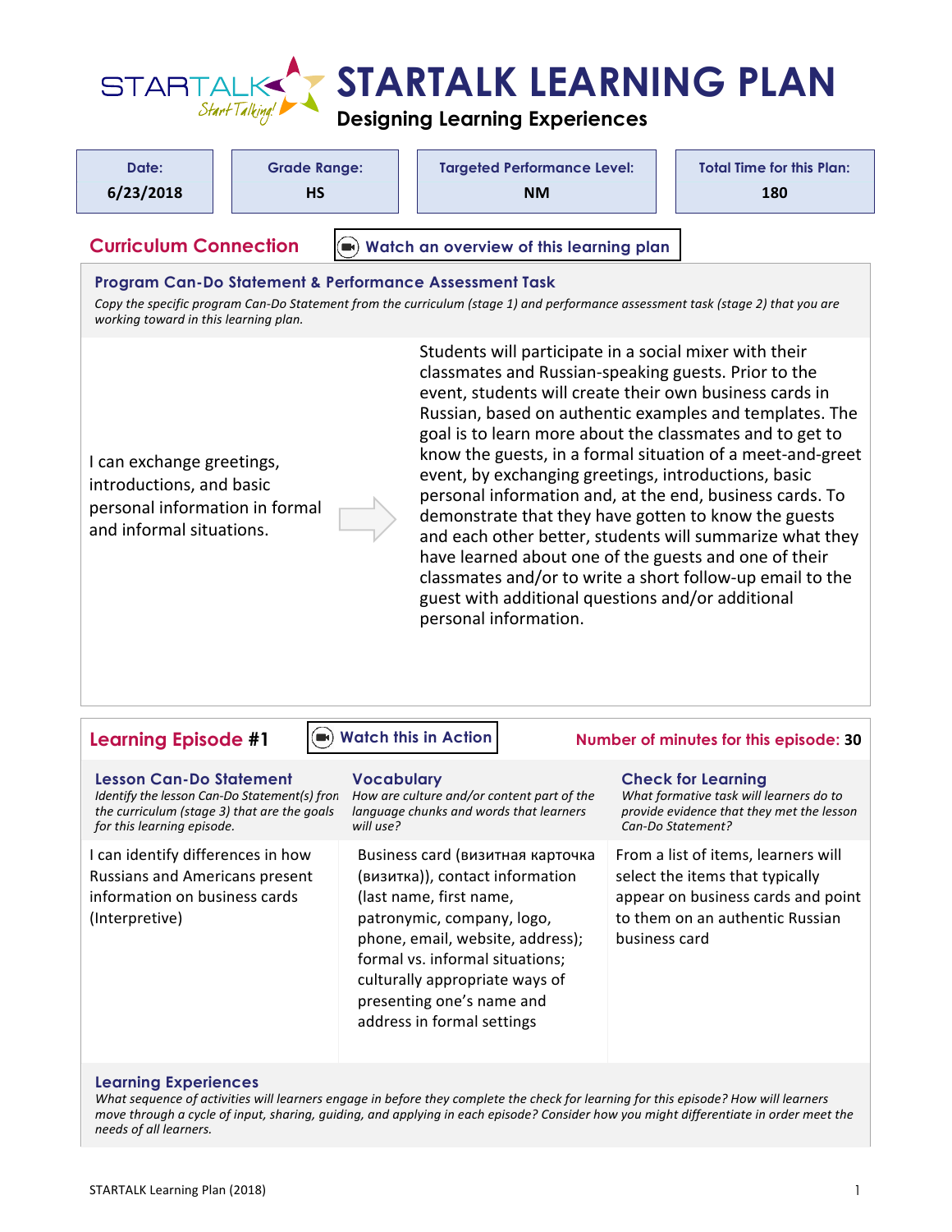# STARTALK LEARNING PLAN

**Designing Learning Experiences**

| Date: | Grade Range: | Targeted Performance Level: | Total Time for this Plan: |
|---|---|---|---|
| 6/23/2018 | HS | NM | 180 |

## Curriculum Connection

Watch an overview of this learning plan

### Program Can-Do Statement & Performance Assessment Task

*Copy the specific program Can-Do Statement from the curriculum (stage 1) and performance assessment task (stage 2) that you are working toward in this learning plan.*

I can exchange greetings, introductions, and basic personal information in formal and informal situations.

→

Students will participate in a social mixer with their classmates and Russian-speaking guests. Prior to the event, students will create their own business cards in Russian, based on authentic examples and templates. The goal is to learn more about the classmates and to get to know the guests, in a formal situation of a meet-and-greet event, by exchanging greetings, introductions, basic personal information and, at the end, business cards. To demonstrate that they have gotten to know the guests and each other better, students will summarize what they have learned about one of the guests and one of their classmates and/or to write a short follow-up email to the guest with additional questions and/or additional personal information.

## Learning Episode #1

Watch this in Action

**Number of minutes for this episode: 30**

| Lesson Can-Do Statement<br>*Identify the lesson Can-Do Statement(s) from the curriculum (stage 3) that are the goals for this learning episode.* | Vocabulary<br>*How are culture and/or content part of the language chunks and words that learners will use?* | Check for Learning<br>*What formative task will learners do to provide evidence that they met the lesson Can-Do Statement?* |
|---|---|---|
| I can identify differences in how Russians and Americans present information on business cards (Interpretive) | Business card (визитная карточка (визитка)), contact information (last name, first name, patronymic, company, logo, phone, email, website, address); formal vs. informal situations; culturally appropriate ways of presenting one's name and address in formal settings | From a list of items, learners will select the items that typically appear on business cards and point to them on an authentic Russian business card |

### Learning Experiences

*What sequence of activities will learners engage in before they complete the check for learning for this episode? How will learners move through a cycle of input, sharing, guiding, and applying in each episode? Consider how you might differentiate in order meet the needs of all learners.*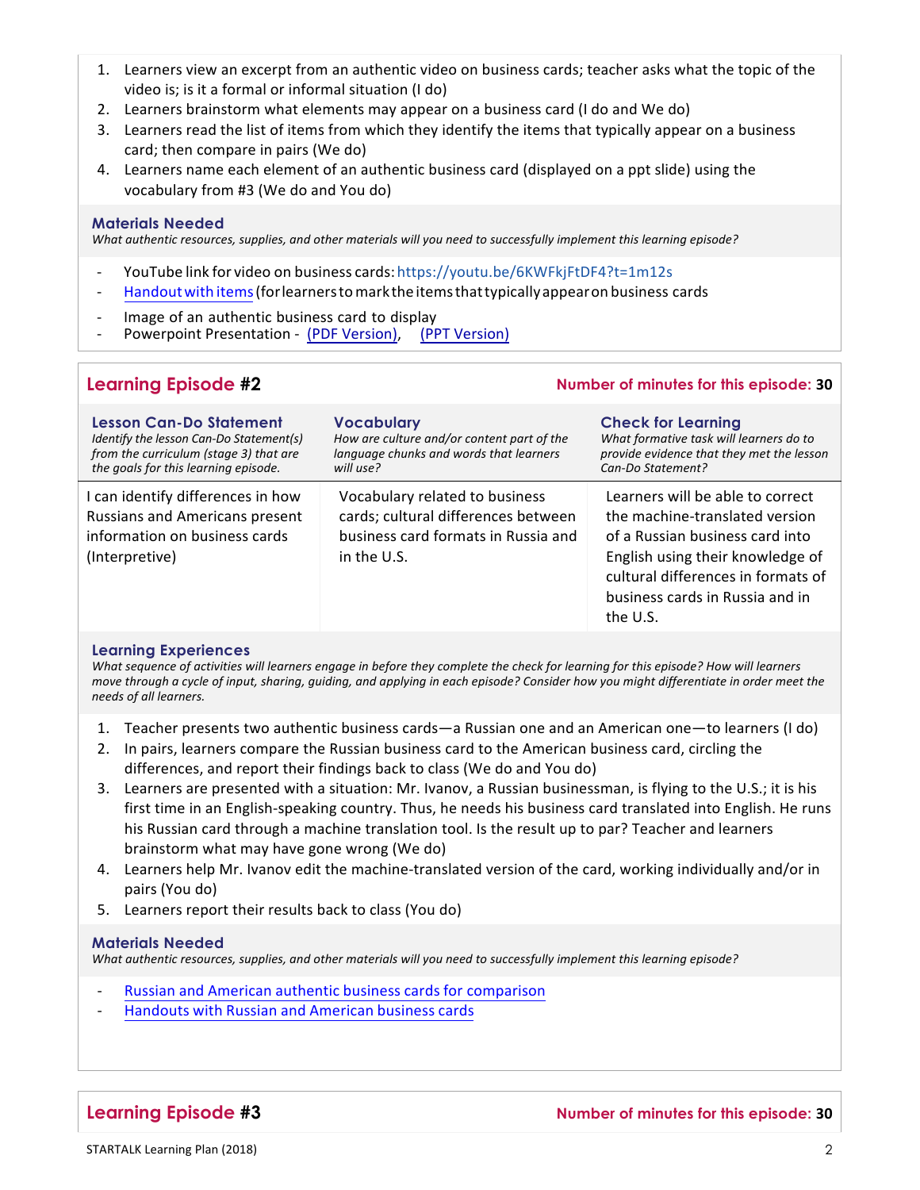1. Learners view an excerpt from an authentic video on business cards; teacher asks what the topic of the video is; is it a formal or informal situation (I do)
2. Learners brainstorm what elements may appear on a business card (I do and We do)
3. Learners read the list of items from which they identify the items that typically appear on a business card; then compare in pairs (We do)
4. Learners name each element of an authentic business card (displayed on a ppt slide) using the vocabulary from #3 (We do and You do)

### Materials Needed

*What authentic resources, supplies, and other materials will you need to successfully implement this learning episode?*

- YouTube link for video on business cards: https://youtu.be/6KWFkjFtDF4?t=1m12s
- Handout with items (for learners to mark the items that typically appear on business cards
- Image of an authentic business card to display
- Powerpoint Presentation - (PDF Version), (PPT Version)

## Learning Episode #2

**Number of minutes for this episode: 30**

| **Lesson Can-Do Statement** *Identify the lesson Can-Do Statement(s) from the curriculum (stage 3) that are the goals for this learning episode.* | **Vocabulary** *How are culture and/or content part of the language chunks and words that learners will use?* | **Check for Learning** *What formative task will learners do to provide evidence that they met the lesson Can-Do Statement?* |
|---|---|---|
| I can identify differences in how Russians and Americans present information on business cards (Interpretive) | Vocabulary related to business cards; cultural differences between business card formats in Russia and in the U.S. | Learners will be able to correct the machine-translated version of a Russian business card into English using their knowledge of cultural differences in formats of business cards in Russia and in the U.S. |

### Learning Experiences

*What sequence of activities will learners engage in before they complete the check for learning for this episode? How will learners move through a cycle of input, sharing, guiding, and applying in each episode? Consider how you might differentiate in order meet the needs of all learners.*

1. Teacher presents two authentic business cards—a Russian one and an American one—to learners (I do)
2. In pairs, learners compare the Russian business card to the American business card, circling the differences, and report their findings back to class (We do and You do)
3. Learners are presented with a situation: Mr. Ivanov, a Russian businessman, is flying to the U.S.; it is his first time in an English-speaking country. Thus, he needs his business card translated into English. He runs his Russian card through a machine translation tool. Is the result up to par? Teacher and learners brainstorm what may have gone wrong (We do)
4. Learners help Mr. Ivanov edit the machine-translated version of the card, working individually and/or in pairs (You do)
5. Learners report their results back to class (You do)

### Materials Needed

*What authentic resources, supplies, and other materials will you need to successfully implement this learning episode?*

- Russian and American authentic business cards for comparison
- Handouts with Russian and American business cards

## Learning Episode #3

**Number of minutes for this episode: 30**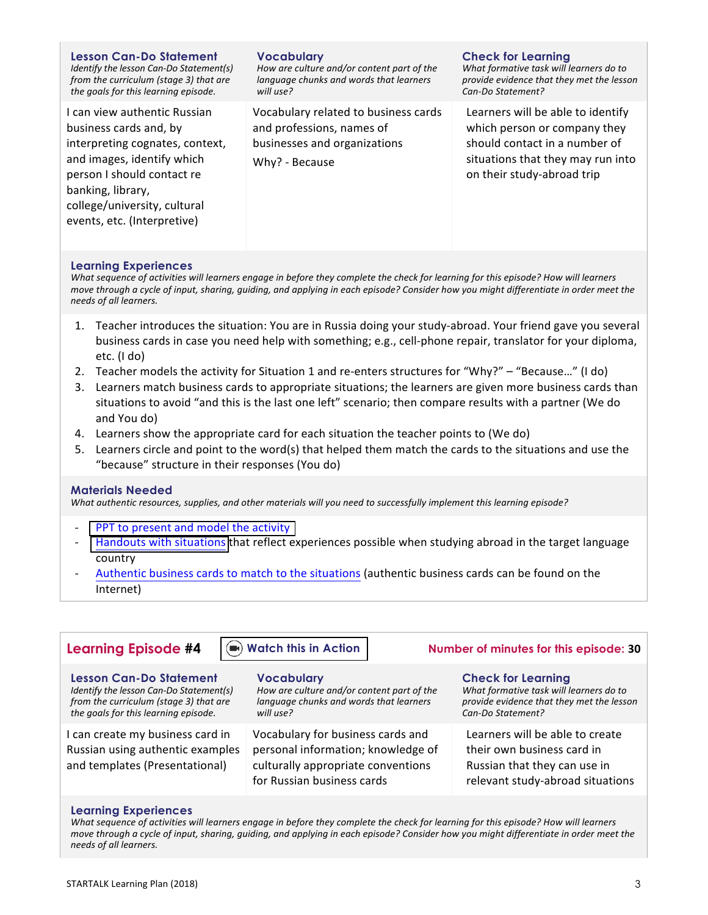| **Lesson Can-Do Statement** *Identify the lesson Can-Do Statement(s) from the curriculum (stage 3) that are the goals for this learning episode.* | **Vocabulary** *How are culture and/or content part of the language chunks and words that learners will use?* | **Check for Learning** *What formative task will learners do to provide evidence that they met the lesson Can-Do Statement?* |
|---|---|---|
| I can view authentic Russian business cards and, by interpreting cognates, context, and images, identify which person I should contact re banking, library, college/university, cultural events, etc. (Interpretive) | Vocabulary related to business cards and professions, names of businesses and organizations<br>Why? - Because | Learners will be able to identify which person or company they should contact in a number of situations that they may run into on their study-abroad trip |

**Learning Experiences**

*What sequence of activities will learners engage in before they complete the check for learning for this episode? How will learners move through a cycle of input, sharing, guiding, and applying in each episode? Consider how you might differentiate in order meet the needs of all learners.*

1. Teacher introduces the situation: You are in Russia doing your study-abroad. Your friend gave you several business cards in case you need help with something; e.g., cell-phone repair, translator for your diploma, etc. (I do)
2. Teacher models the activity for Situation 1 and re-enters structures for "Why?" – "Because…" (I do)
3. Learners match business cards to appropriate situations; the learners are given more business cards than situations to avoid "and this is the last one left" scenario; then compare results with a partner (We do and You do)
4. Learners show the appropriate card for each situation the teacher points to (We do)
5. Learners circle and point to the word(s) that helped them match the cards to the situations and use the "because" structure in their responses (You do)

**Materials Needed**

*What authentic resources, supplies, and other materials will you need to successfully implement this learning episode?*

- PPT to present and model the activity
- Handouts with situations that reflect experiences possible when studying abroad in the target language country
- Authentic business cards to match to the situations (authentic business cards can be found on the Internet)

## Learning Episode #4

Watch this in Action

**Number of minutes for this episode: 30**

| **Lesson Can-Do Statement** *Identify the lesson Can-Do Statement(s) from the curriculum (stage 3) that are the goals for this learning episode.* | **Vocabulary** *How are culture and/or content part of the language chunks and words that learners will use?* | **Check for Learning** *What formative task will learners do to provide evidence that they met the lesson Can-Do Statement?* |
|---|---|---|
| I can create my business card in Russian using authentic examples and templates (Presentational) | Vocabulary for business cards and personal information; knowledge of culturally appropriate conventions for Russian business cards | Learners will be able to create their own business card in Russian that they can use in relevant study-abroad situations |

**Learning Experiences**

*What sequence of activities will learners engage in before they complete the check for learning for this episode? How will learners move through a cycle of input, sharing, guiding, and applying in each episode? Consider how you might differentiate in order meet the needs of all learners.*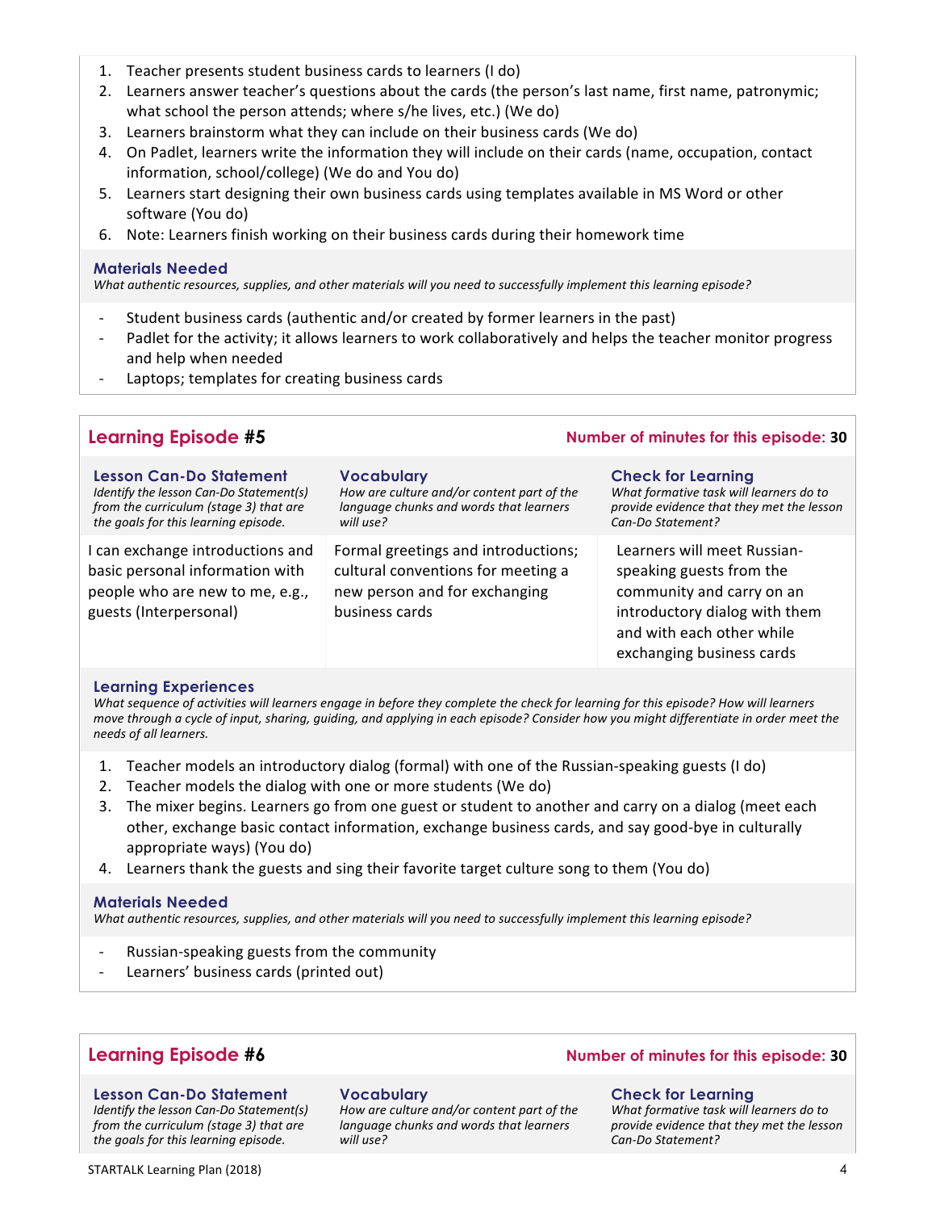1. Teacher presents student business cards to learners (I do)
2. Learners answer teacher's questions about the cards (the person's last name, first name, patronymic; what school the person attends; where s/he lives, etc.) (We do)
3. Learners brainstorm what they can include on their business cards (We do)
4. On Padlet, learners write the information they will include on their cards (name, occupation, contact information, school/college) (We do and You do)
5. Learners start designing their own business cards using templates available in MS Word or other software (You do)
6. Note: Learners finish working on their business cards during their homework time

**Materials Needed**

*What authentic resources, supplies, and other materials will you need to successfully implement this learning episode?*

- Student business cards (authentic and/or created by former learners in the past)
- Padlet for the activity; it allows learners to work collaboratively and helps the teacher monitor progress and help when needed
- Laptops; templates for creating business cards

## Learning Episode #5

**Number of minutes for this episode: 30**

| **Lesson Can-Do Statement**<br>*Identify the lesson Can-Do Statement(s) from the curriculum (stage 3) that are the goals for this learning episode.* | **Vocabulary**<br>*How are culture and/or content part of the language chunks and words that learners will use?* | **Check for Learning**<br>*What formative task will learners do to provide evidence that they met the lesson Can-Do Statement?* |
|---|---|---|
| I can exchange introductions and basic personal information with people who are new to me, e.g., guests (Interpersonal) | Formal greetings and introductions; cultural conventions for meeting a new person and for exchanging business cards | Learners will meet Russian-speaking guests from the community and carry on an introductory dialog with them and with each other while exchanging business cards |

**Learning Experiences**

*What sequence of activities will learners engage in before they complete the check for learning for this episode? How will learners move through a cycle of input, sharing, guiding, and applying in each episode? Consider how you might differentiate in order meet the needs of all learners.*

1. Teacher models an introductory dialog (formal) with one of the Russian-speaking guests (I do)
2. Teacher models the dialog with one or more students (We do)
3. The mixer begins. Learners go from one guest or student to another and carry on a dialog (meet each other, exchange basic contact information, exchange business cards, and say good-bye in culturally appropriate ways) (You do)
4. Learners thank the guests and sing their favorite target culture song to them (You do)

**Materials Needed**

*What authentic resources, supplies, and other materials will you need to successfully implement this learning episode?*

- Russian-speaking guests from the community
- Learners' business cards (printed out)

## Learning Episode #6

**Number of minutes for this episode: 30**

| **Lesson Can-Do Statement**<br>*Identify the lesson Can-Do Statement(s) from the curriculum (stage 3) that are the goals for this learning episode.* | **Vocabulary**<br>*How are culture and/or content part of the language chunks and words that learners will use?* | **Check for Learning**<br>*What formative task will learners do to provide evidence that they met the lesson Can-Do Statement?* |
|---|---|---|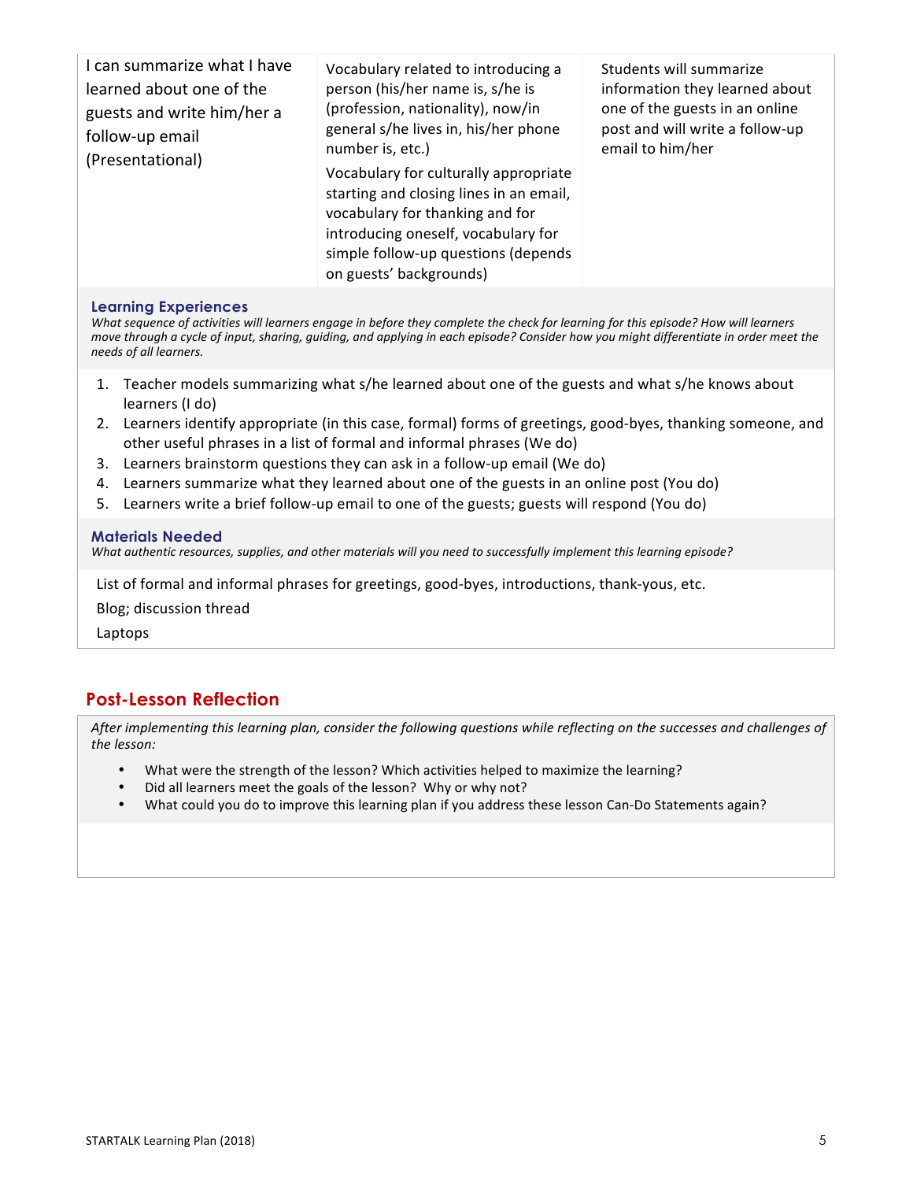| | | |
|---|---|---|
| I can summarize what I have learned about one of the guests and write him/her a follow-up email (Presentational) | Vocabulary related to introducing a person (his/her name is, s/he is (profession, nationality), now/in general s/he lives in, his/her phone number is, etc.)<br><br>Vocabulary for culturally appropriate starting and closing lines in an email, vocabulary for thanking and for introducing oneself, vocabulary for simple follow-up questions (depends on guests' backgrounds) | Students will summarize information they learned about one of the guests in an online post and will write a follow-up email to him/her |

### Learning Experiences

*What sequence of activities will learners engage in before they complete the check for learning for this episode? How will learners move through a cycle of input, sharing, guiding, and applying in each episode? Consider how you might differentiate in order meet the needs of all learners.*

1. Teacher models summarizing what s/he learned about one of the guests and what s/he knows about learners (I do)
2. Learners identify appropriate (in this case, formal) forms of greetings, good-byes, thanking someone, and other useful phrases in a list of formal and informal phrases (We do)
3. Learners brainstorm questions they can ask in a follow-up email (We do)
4. Learners summarize what they learned about one of the guests in an online post (You do)
5. Learners write a brief follow-up email to one of the guests; guests will respond (You do)

### Materials Needed

*What authentic resources, supplies, and other materials will you need to successfully implement this learning episode?*

List of formal and informal phrases for greetings, good-byes, introductions, thank-yous, etc.

Blog; discussion thread

Laptops

## Post-Lesson Reflection

*After implementing this learning plan, consider the following questions while reflecting on the successes and challenges of the lesson:*

- What were the strength of the lesson? Which activities helped to maximize the learning?
- Did all learners meet the goals of the lesson? Why or why not?
- What could you do to improve this learning plan if you address these lesson Can-Do Statements again?